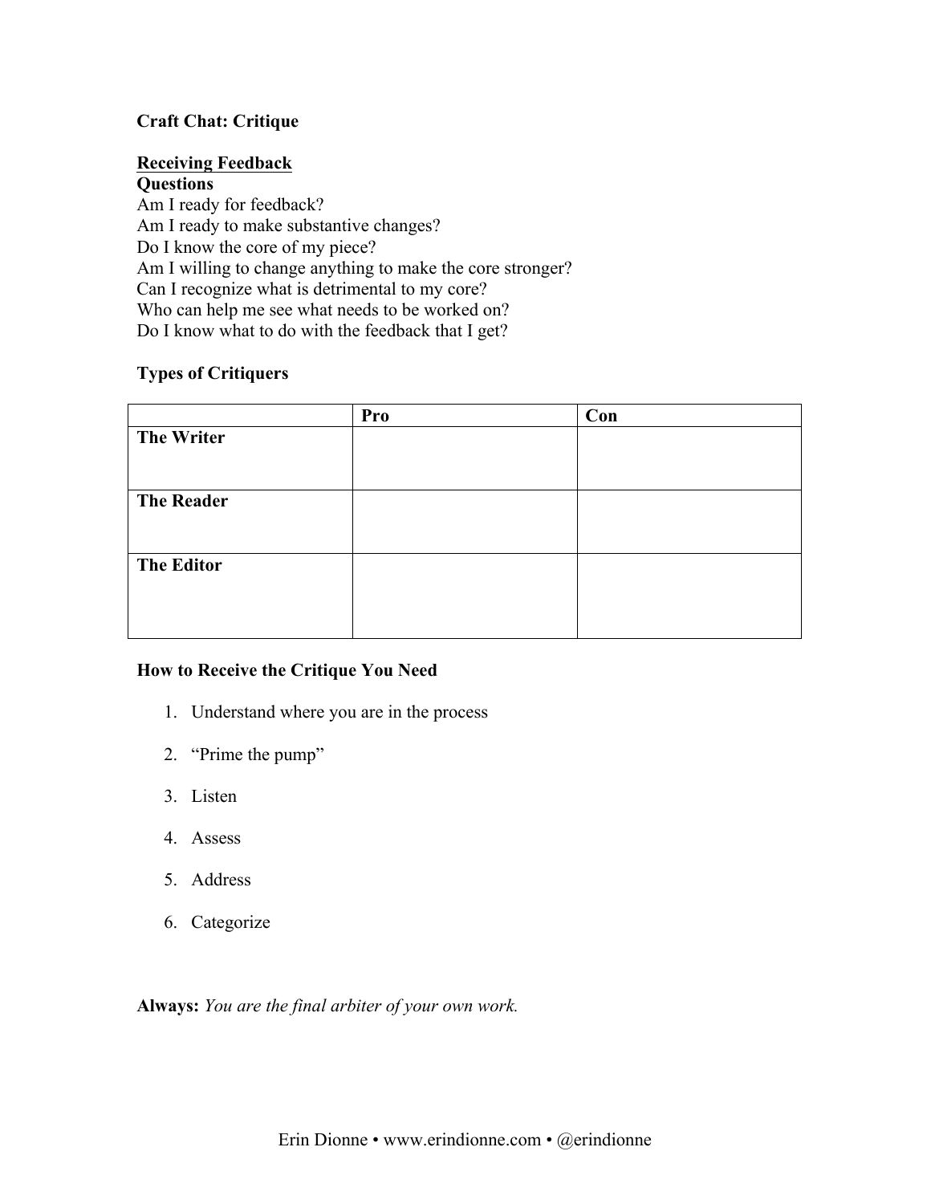# Craft Chat: Critique

## Receiving Feedback

### Questions

Am I ready for feedback?
Am I ready to make substantive changes?
Do I know the core of my piece?
Am I willing to change anything to make the core stronger?
Can I recognize what is detrimental to my core?
Who can help me see what needs to be worked on?
Do I know what to do with the feedback that I get?

### Types of Critiquers

| | **Pro** | **Con** |
|---|---|---|
| **The Writer** | | |
| **The Reader** | | |
| **The Editor** | | |

### How to Receive the Critique You Need

1. Understand where you are in the process
2. "Prime the pump"
3. Listen
4. Assess
5. Address
6. Categorize

**Always:** *You are the final arbiter of your own work.*

Erin Dionne • www.erindionne.com • @erindionne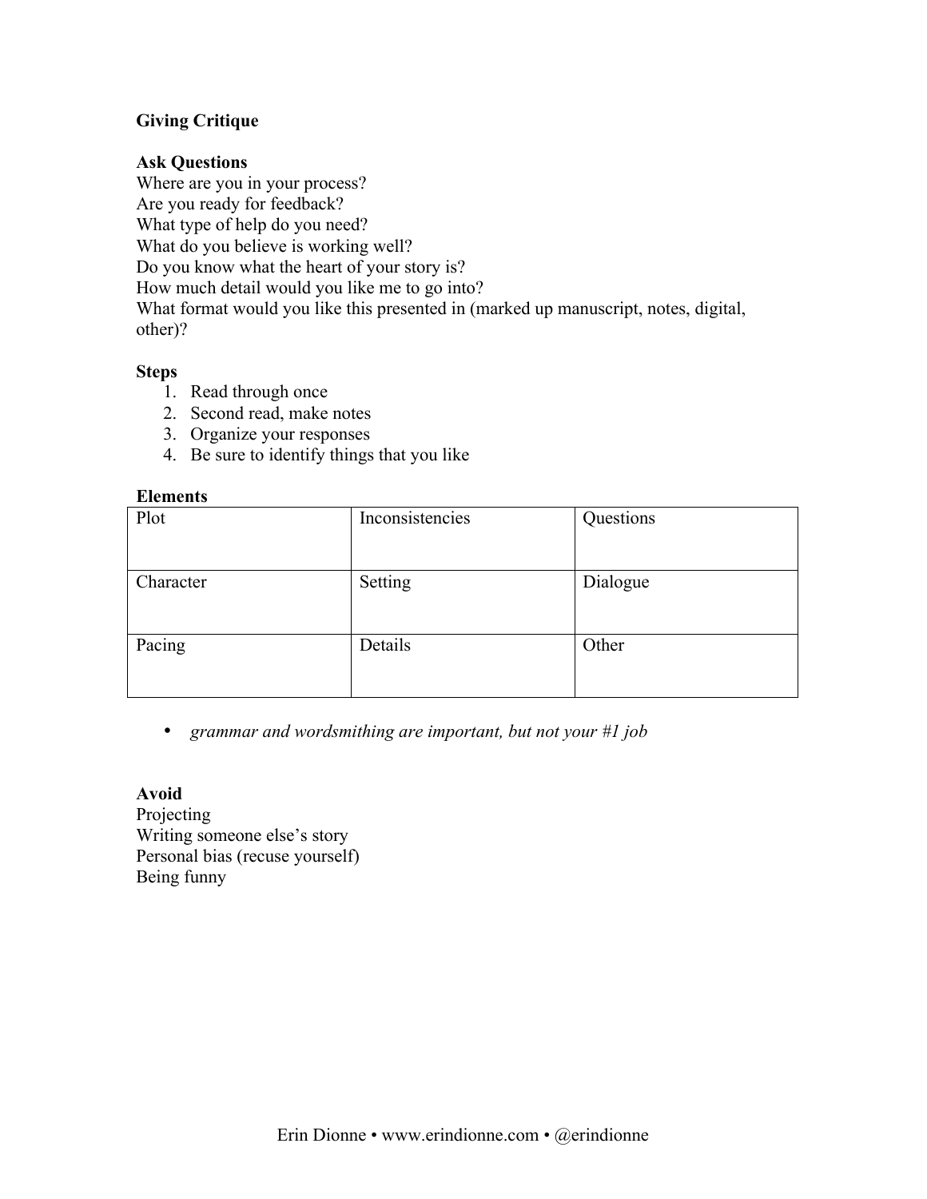**Giving Critique**

**Ask Questions**

Where are you in your process?
Are you ready for feedback?
What type of help do you need?
What do you believe is working well?
Do you know what the heart of your story is?
How much detail would you like me to go into?
What format would you like this presented in (marked up manuscript, notes, digital, other)?

**Steps**

1. Read through once
2. Second read, make notes
3. Organize your responses
4. Be sure to identify things that you like

**Elements**

| | | |
|---|---|---|
| Plot | Inconsistencies | Questions |
| Character | Setting | Dialogue |
| Pacing | Details | Other |

- *grammar and wordsmithing are important, but not your #1 job*

**Avoid**

Projecting
Writing someone else's story
Personal bias (recuse yourself)
Being funny

Erin Dionne • www.erindionne.com • @erindionne